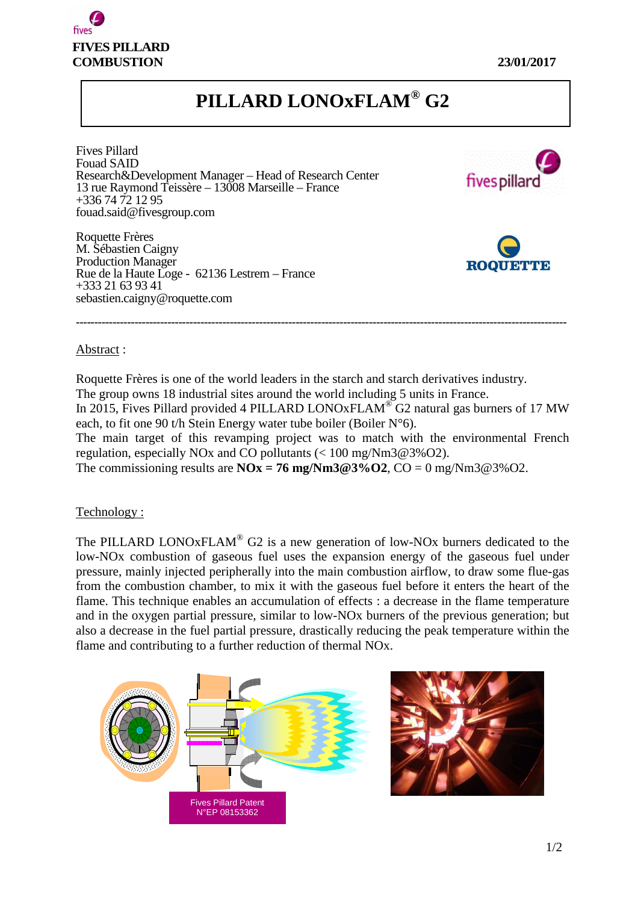FIVES PILLARD
COMBUSTION

23/01/2017

# PILLARD LONOxFLAM® G2

Fives Pillard
Fouad SAID
Research&Development Manager – Head of Research Center
13 rue Raymond Teissère – 13008 Marseille – France
+336 74 72 12 95
fouad.said@fivesgroup.com

Roquette Frères
M. Sébastien Caigny
Production Manager
Rue de la Haute Loge - 62136 Lestrem – France
+333 21 63 93 41
sebastien.caigny@roquette.com

---

## Abstract :

Roquette Frères is one of the world leaders in the starch and starch derivatives industry.
The group owns 18 industrial sites around the world including 5 units in France.
In 2015, Fives Pillard provided 4 PILLARD LONOxFLAM® G2 natural gas burners of 17 MW each, to fit one 90 t/h Stein Energy water tube boiler (Boiler N°6).
The main target of this revamping project was to match with the environmental French regulation, especially NOx and CO pollutants (< 100 mg/Nm3@3%O2).
The commissioning results are **NOx = 76 mg/Nm3@3%O2**, CO = 0 mg/Nm3@3%O2.

## Technology :

The PILLARD LONOxFLAM® G2 is a new generation of low-NOx burners dedicated to the low-NOx combustion of gaseous fuel uses the expansion energy of the gaseous fuel under pressure, mainly injected peripherally into the main combustion airflow, to draw some flue-gas from the combustion chamber, to mix it with the gaseous fuel before it enters the heart of the flame. This technique enables an accumulation of effects : a decrease in the flame temperature and in the oxygen partial pressure, similar to low-NOx burners of the previous generation; but also a decrease in the fuel partial pressure, drastically reducing the peak temperature within the flame and contributing to a further reduction of thermal NOx.

Fives Pillard Patent
N°EP 08153362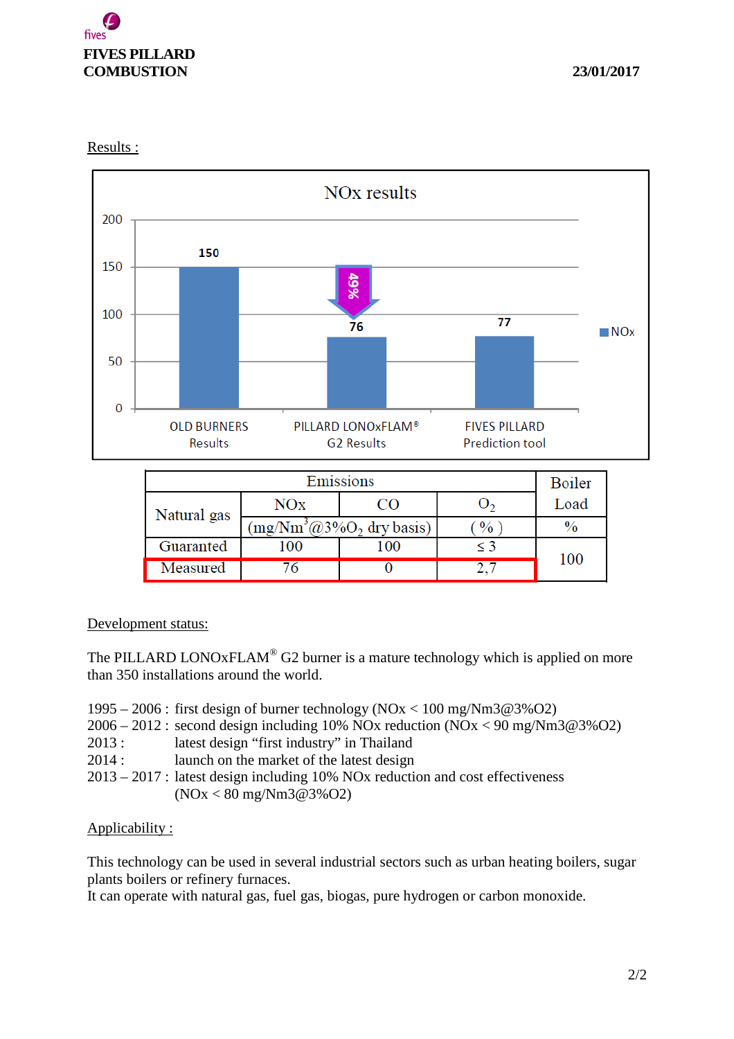FIVES PILLARD
COMBUSTION

23/01/2017

Results :

NOx results

200
150
100
50
0

150
49%
76
77

OLD BURNERS Results
PILLARD LONOxFLAM® G2 Results
FIVES PILLARD Prediction tool

NOx

| Natural gas | Emissions | | | Boiler Load |
|---|---|---|---|---|
| | NOx | CO | $O_2$ | |
| | (mg/Nm³@3%$O_2$ dry basis) | | ( % ) | % |
| Guaranted | 100 | 100 | ≤ 3 | 100 |
| Measured | 76 | 0 | 2,7 | |

Development status:

The PILLARD LONOxFLAM® G2 burner is a mature technology which is applied on more than 350 installations around the world.

1995 – 2006 : first design of burner technology (NOx < 100 mg/Nm3@3%O2)
2006 – 2012 : second design including 10% NOx reduction (NOx < 90 mg/Nm3@3%O2)
2013 : latest design "first industry" in Thailand
2014 : launch on the market of the latest design
2013 – 2017 : latest design including 10% NOx reduction and cost effectiveness (NOx < 80 mg/Nm3@3%O2)

Applicability :

This technology can be used in several industrial sectors such as urban heating boilers, sugar plants boilers or refinery furnaces.
It can operate with natural gas, fuel gas, biogas, pure hydrogen or carbon monoxide.